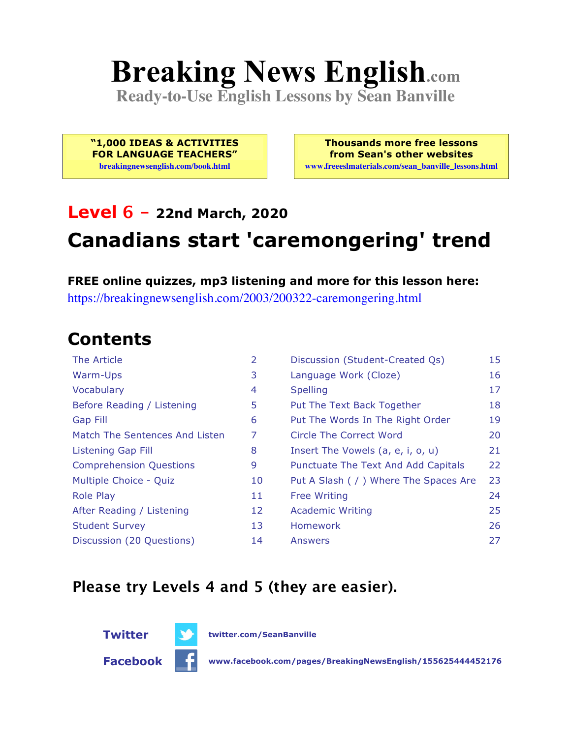# Breaking News English.com

**Ready-to-Use English Lessons by Sean Banville**

**"1,000 IDEAS & ACTIVITIES FOR LANGUAGE TEACHERS"**
breakingnewsenglish.com/book.html

**Thousands more free lessons from Sean's other websites**
www.freeeslmaterials.com/sean_banville_lessons.html

## Level 6 – 22nd March, 2020

## Canadians start 'caremongering' trend

**FREE online quizzes, mp3 listening and more for this lesson here:**
https://breakingnewsenglish.com/2003/200322-caremongering.html

## Contents

| | | | |
|---|---|---|---|
| The Article | 2 | Discussion (Student-Created Qs) | 15 |
| Warm-Ups | 3 | Language Work (Cloze) | 16 |
| Vocabulary | 4 | Spelling | 17 |
| Before Reading / Listening | 5 | Put The Text Back Together | 18 |
| Gap Fill | 6 | Put The Words In The Right Order | 19 |
| Match The Sentences And Listen | 7 | Circle The Correct Word | 20 |
| Listening Gap Fill | 8 | Insert The Vowels (a, e, i, o, u) | 21 |
| Comprehension Questions | 9 | Punctuate The Text And Add Capitals | 22 |
| Multiple Choice - Quiz | 10 | Put A Slash ( / ) Where The Spaces Are | 23 |
| Role Play | 11 | Free Writing | 24 |
| After Reading / Listening | 12 | Academic Writing | 25 |
| Student Survey | 13 | Homework | 26 |
| Discussion (20 Questions) | 14 | Answers | 27 |

**Please try Levels 4 and 5 (they are easier).**

**Twitter** twitter.com/SeanBanville

**Facebook** www.facebook.com/pages/BreakingNewsEnglish/155625444452176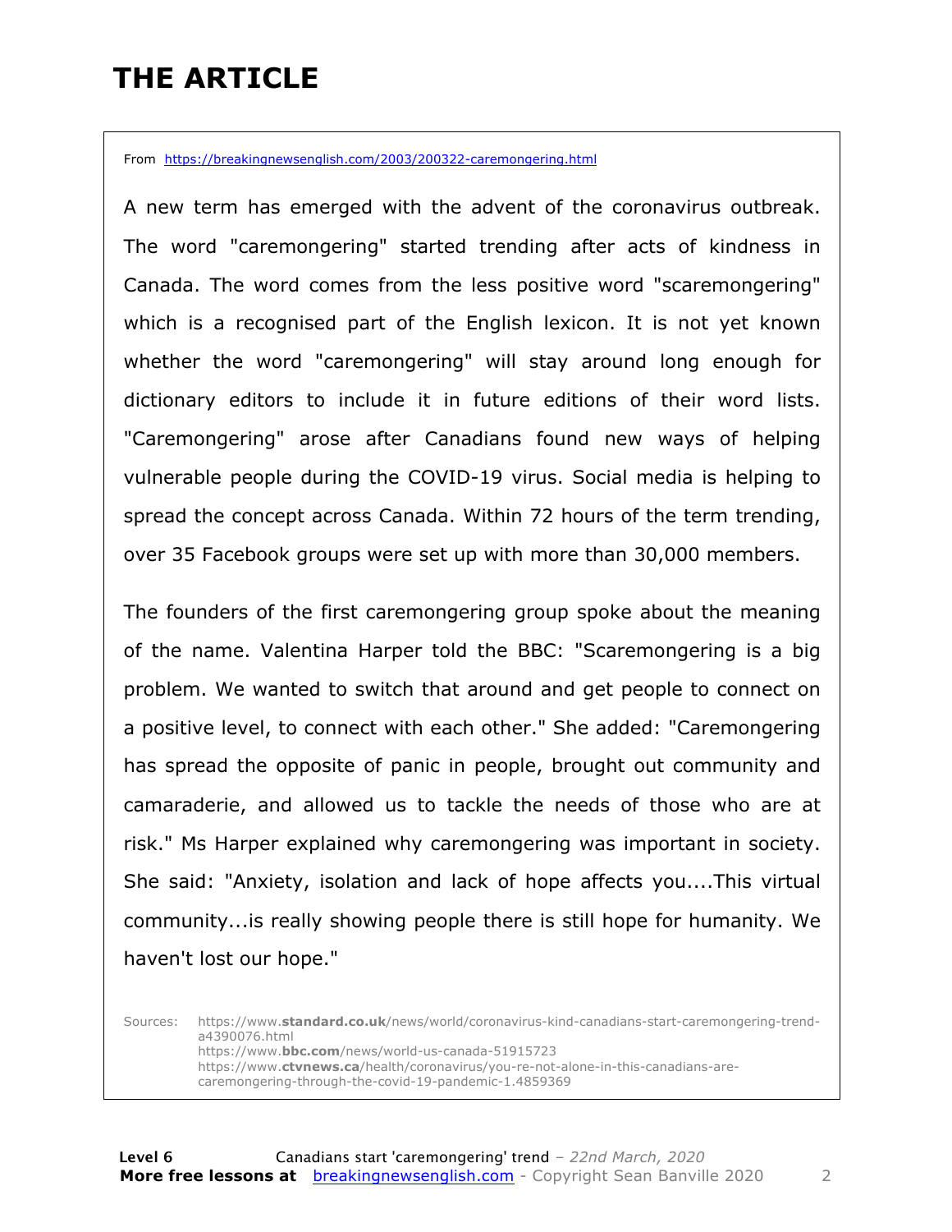# THE ARTICLE

From https://breakingnewsenglish.com/2003/200322-caremongering.html

A new term has emerged with the advent of the coronavirus outbreak. The word "caremongering" started trending after acts of kindness in Canada. The word comes from the less positive word "scaremongering" which is a recognised part of the English lexicon. It is not yet known whether the word "caremongering" will stay around long enough for dictionary editors to include it in future editions of their word lists. "Caremongering" arose after Canadians found new ways of helping vulnerable people during the COVID-19 virus. Social media is helping to spread the concept across Canada. Within 72 hours of the term trending, over 35 Facebook groups were set up with more than 30,000 members.

The founders of the first caremongering group spoke about the meaning of the name. Valentina Harper told the BBC: "Scaremongering is a big problem. We wanted to switch that around and get people to connect on a positive level, to connect with each other." She added: "Caremongering has spread the opposite of panic in people, brought out community and camaraderie, and allowed us to tackle the needs of those who are at risk." Ms Harper explained why caremongering was important in society. She said: "Anxiety, isolation and lack of hope affects you....This virtual community...is really showing people there is still hope for humanity. We haven't lost our hope."

Sources: https://www.**standard.co.uk**/news/world/coronavirus-kind-canadians-start-caremongering-trend-a4390076.html
https://www.**bbc.com**/news/world-us-canada-51915723
https://www.**ctvnews.ca**/health/coronavirus/you-re-not-alone-in-this-canadians-are-caremongering-through-the-covid-19-pandemic-1.4859369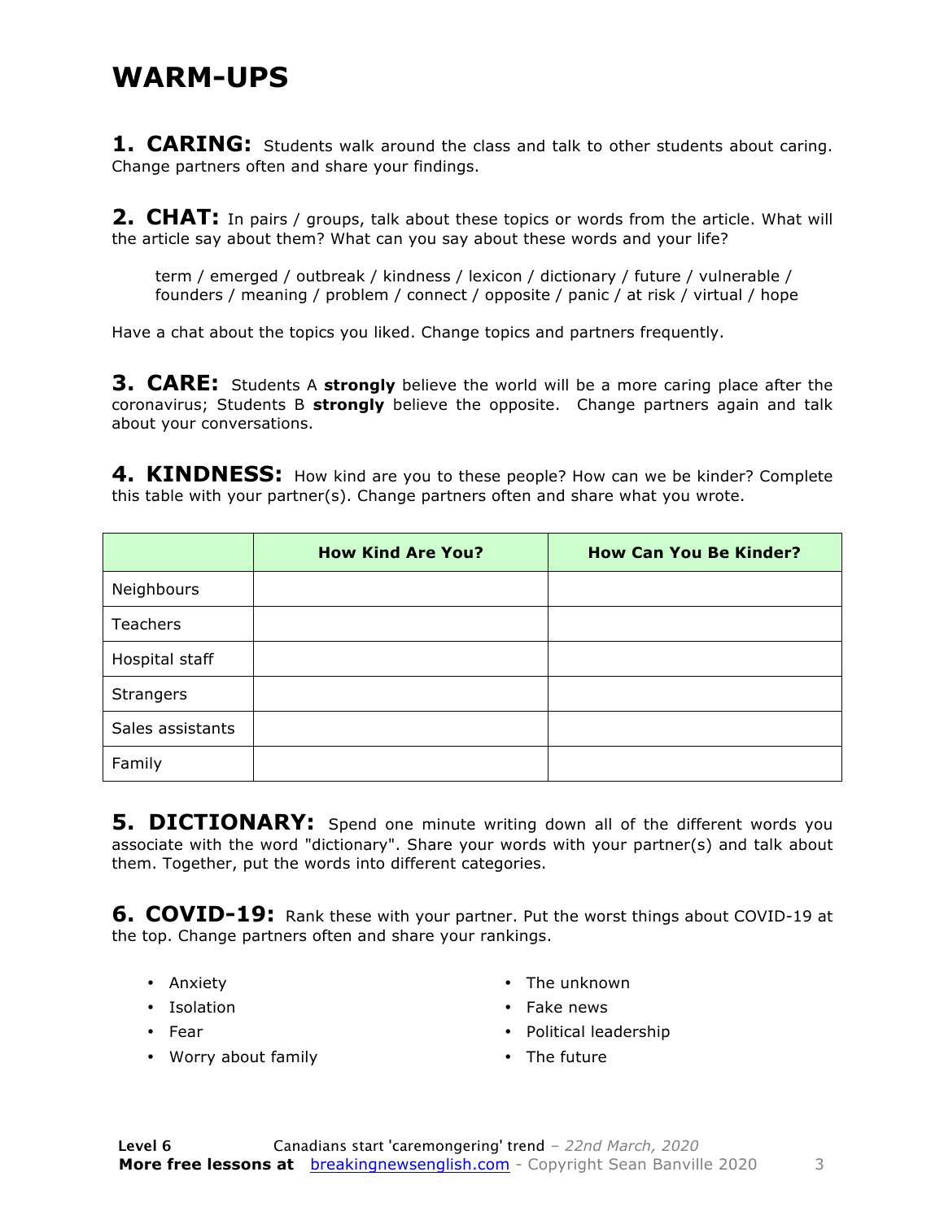# WARM-UPS

**1. CARING:** Students walk around the class and talk to other students about caring. Change partners often and share your findings.

**2. CHAT:** In pairs / groups, talk about these topics or words from the article. What will the article say about them? What can you say about these words and your life?

> term / emerged / outbreak / kindness / lexicon / dictionary / future / vulnerable / founders / meaning / problem / connect / opposite / panic / at risk / virtual / hope

Have a chat about the topics you liked. Change topics and partners frequently.

**3. CARE:** Students A **strongly** believe the world will be a more caring place after the coronavirus; Students B **strongly** believe the opposite. Change partners again and talk about your conversations.

**4. KINDNESS:** How kind are you to these people? How can we be kinder? Complete this table with your partner(s). Change partners often and share what you wrote.

| | How Kind Are You? | How Can You Be Kinder? |
|---|---|---|
| Neighbours | | |
| Teachers | | |
| Hospital staff | | |
| Strangers | | |
| Sales assistants | | |
| Family | | |

**5. DICTIONARY:** Spend one minute writing down all of the different words you associate with the word "dictionary". Share your words with your partner(s) and talk about them. Together, put the words into different categories.

**6. COVID-19:** Rank these with your partner. Put the worst things about COVID-19 at the top. Change partners often and share your rankings.

- Anxiety
- Isolation
- Fear
- Worry about family
- The unknown
- Fake news
- Political leadership
- The future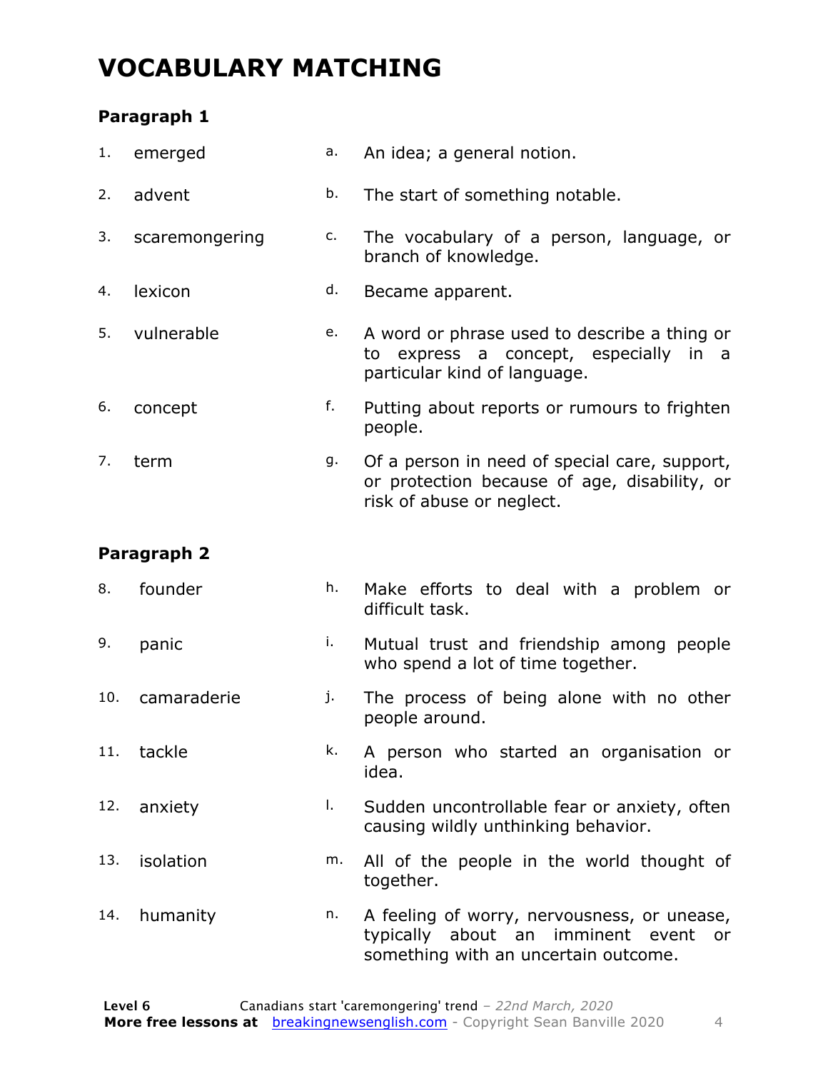# VOCABULARY MATCHING

### Paragraph 1

| | | | |
|---|---|---|---|
| 1. | emerged | a. | An idea; a general notion. |
| 2. | advent | b. | The start of something notable. |
| 3. | scaremongering | c. | The vocabulary of a person, language, or branch of knowledge. |
| 4. | lexicon | d. | Became apparent. |
| 5. | vulnerable | e. | A word or phrase used to describe a thing or to express a concept, especially in a particular kind of language. |
| 6. | concept | f. | Putting about reports or rumours to frighten people. |
| 7. | term | g. | Of a person in need of special care, support, or protection because of age, disability, or risk of abuse or neglect. |

### Paragraph 2

| | | | |
|---|---|---|---|
| 8. | founder | h. | Make efforts to deal with a problem or difficult task. |
| 9. | panic | i. | Mutual trust and friendship among people who spend a lot of time together. |
| 10. | camaraderie | j. | The process of being alone with no other people around. |
| 11. | tackle | k. | A person who started an organisation or idea. |
| 12. | anxiety | l. | Sudden uncontrollable fear or anxiety, often causing wildly unthinking behavior. |
| 13. | isolation | m. | All of the people in the world thought of together. |
| 14. | humanity | n. | A feeling of worry, nervousness, or unease, typically about an imminent event or something with an uncertain outcome. |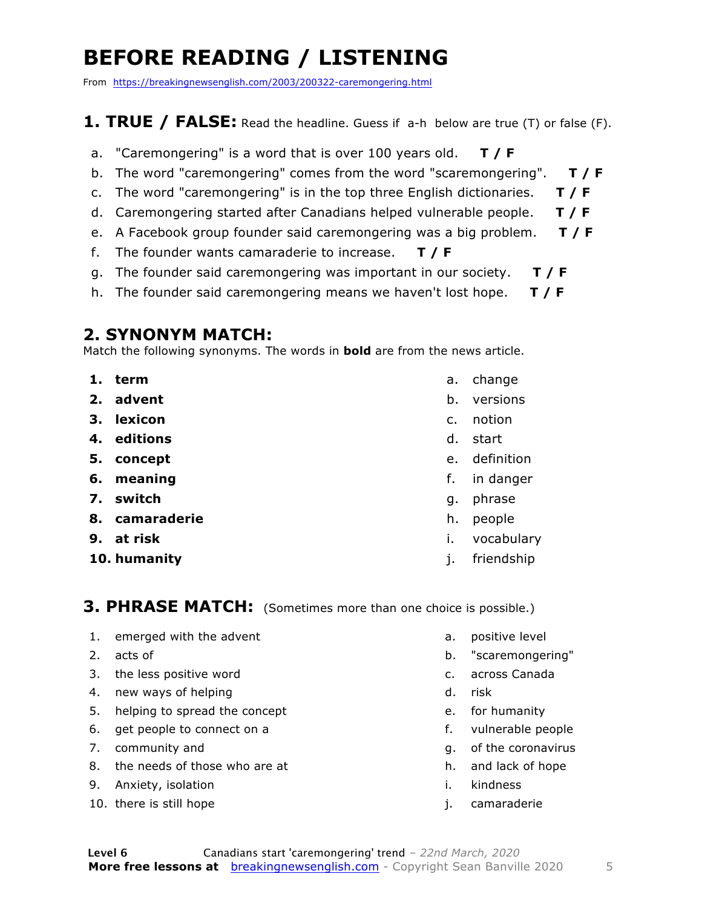# BEFORE READING / LISTENING

From https://breakingnewsenglish.com/2003/200322-caremongering.html

## 1. TRUE / FALSE: Read the headline. Guess if a-h below are true (T) or false (F).

a. "Caremongering" is a word that is over 100 years old. **T / F**
b. The word "caremongering" comes from the word "scaremongering". **T / F**
c. The word "caremongering" is in the top three English dictionaries. **T / F**
d. Caremongering started after Canadians helped vulnerable people. **T / F**
e. A Facebook group founder said caremongering was a big problem. **T / F**
f. The founder wants camaraderie to increase. **T / F**
g. The founder said caremongering was important in our society. **T / F**
h. The founder said caremongering means we haven't lost hope. **T / F**

## 2. SYNONYM MATCH:

Match the following synonyms. The words in **bold** are from the news article.

| | |
|---|---|
| 1. **term** | a. change |
| 2. **advent** | b. versions |
| 3. **lexicon** | c. notion |
| 4. **editions** | d. start |
| 5. **concept** | e. definition |
| 6. **meaning** | f. in danger |
| 7. **switch** | g. phrase |
| 8. **camaraderie** | h. people |
| 9. **at risk** | i. vocabulary |
| 10. **humanity** | j. friendship |

## 3. PHRASE MATCH: (Sometimes more than one choice is possible.)

| | |
|---|---|
| 1. emerged with the advent | a. positive level |
| 2. acts of | b. "scaremongering" |
| 3. the less positive word | c. across Canada |
| 4. new ways of helping | d. risk |
| 5. helping to spread the concept | e. for humanity |
| 6. get people to connect on a | f. vulnerable people |
| 7. community and | g. of the coronavirus |
| 8. the needs of those who are at | h. and lack of hope |
| 9. Anxiety, isolation | i. kindness |
| 10. there is still hope | j. camaraderie |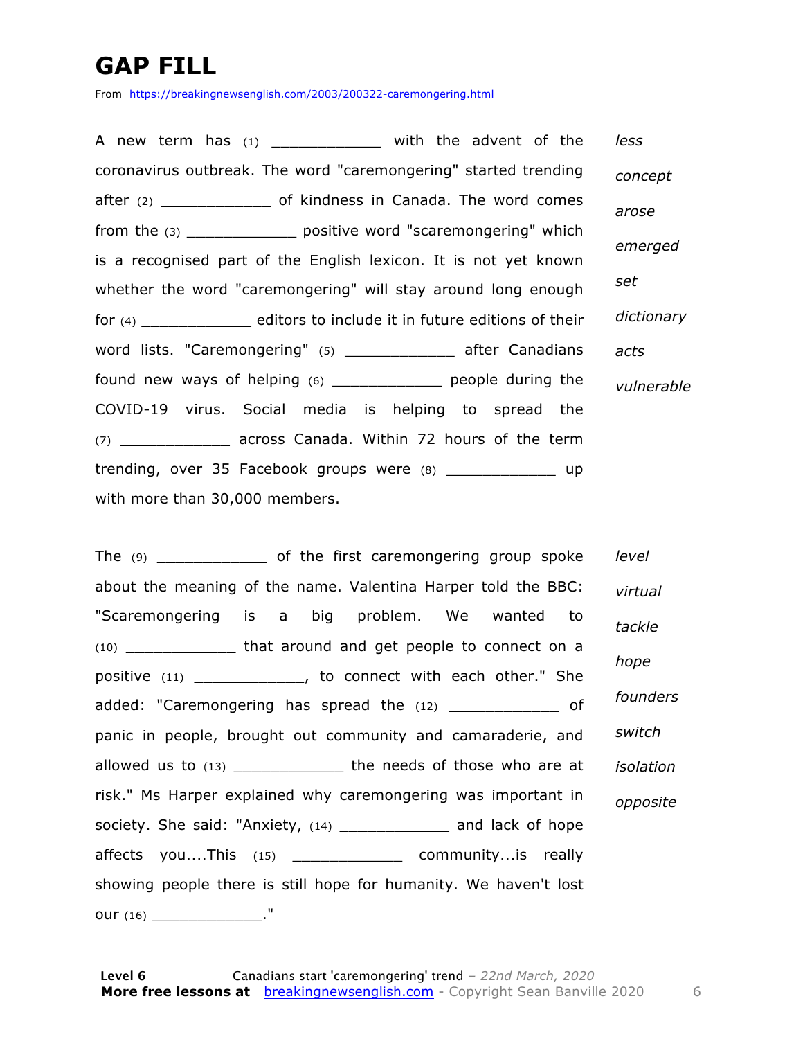# GAP FILL

From https://breakingnewsenglish.com/2003/200322-caremongering.html

A new term has (1) ____________ with the advent of the coronavirus outbreak. The word "caremongering" started trending after (2) ____________ of kindness in Canada. The word comes from the (3) ____________ positive word "scaremongering" which is a recognised part of the English lexicon. It is not yet known whether the word "caremongering" will stay around long enough for (4) ____________ editors to include it in future editions of their word lists. "Caremongering" (5) ____________ after Canadians found new ways of helping (6) ____________ people during the COVID-19 virus. Social media is helping to spread the (7) ____________ across Canada. Within 72 hours of the term trending, over 35 Facebook groups were (8) ____________ up with more than 30,000 members.

*less*
*concept*
*arose*
*emerged*
*set*
*dictionary*
*acts*
*vulnerable*

The (9) ____________ of the first caremongering group spoke about the meaning of the name. Valentina Harper told the BBC: "Scaremongering is a big problem. We wanted to (10) ____________ that around and get people to connect on a positive (11) ____________, to connect with each other." She added: "Caremongering has spread the (12) ____________ of panic in people, brought out community and camaraderie, and allowed us to (13) ____________ the needs of those who are at risk." Ms Harper explained why caremongering was important in society. She said: "Anxiety, (14) ____________ and lack of hope affects you....This (15) ____________ community...is really showing people there is still hope for humanity. We haven't lost our (16) ____________."

*level*
*virtual*
*tackle*
*hope*
*founders*
*switch*
*isolation*
*opposite*

**Level 6** Canadians start 'caremongering' trend – *22nd March, 2020*
**More free lessons at** breakingnewsenglish.com - Copyright Sean Banville 2020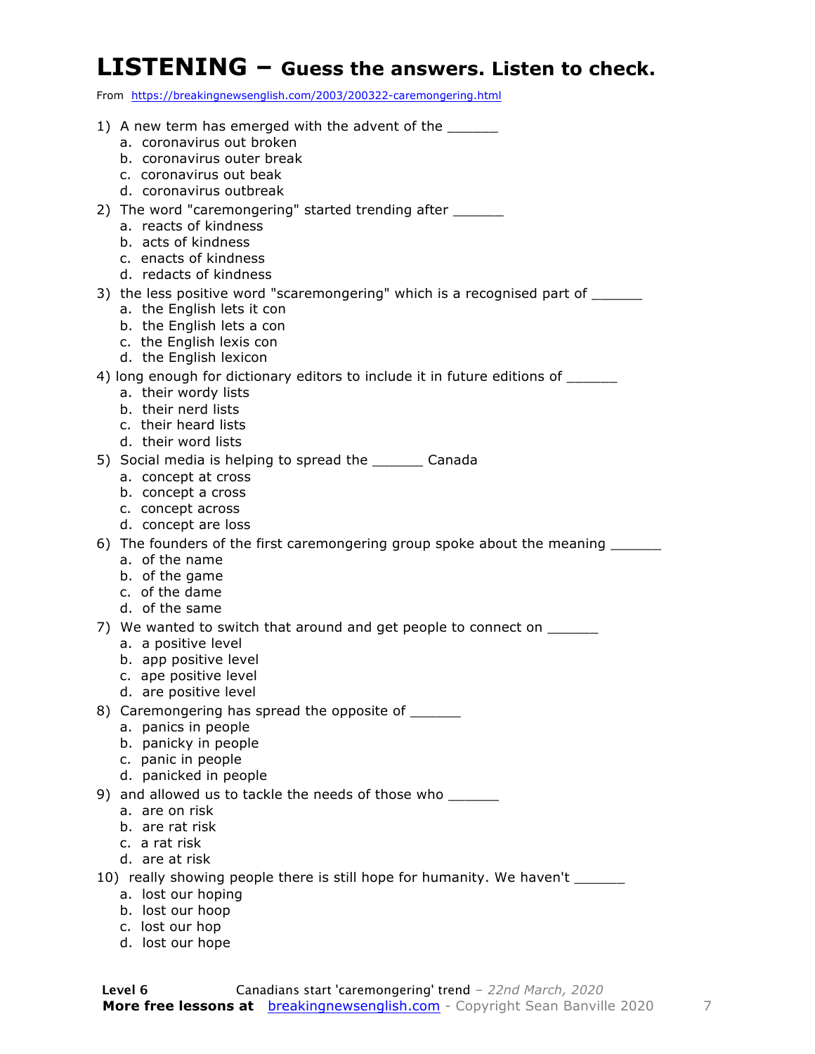# LISTENING – Guess the answers. Listen to check.

From https://breakingnewsenglish.com/2003/200322-caremongering.html

1) A new term has emerged with the advent of the ______
   a. coronavirus out broken
   b. coronavirus outer break
   c. coronavirus out beak
   d. coronavirus outbreak

2) The word "caremongering" started trending after ______
   a. reacts of kindness
   b. acts of kindness
   c. enacts of kindness
   d. redacts of kindness

3) the less positive word "scaremongering" which is a recognised part of ______
   a. the English lets it con
   b. the English lets a con
   c. the English lexis con
   d. the English lexicon

4) long enough for dictionary editors to include it in future editions of ______
   a. their wordy lists
   b. their nerd lists
   c. their heard lists
   d. their word lists

5) Social media is helping to spread the ______ Canada
   a. concept at cross
   b. concept a cross
   c. concept across
   d. concept are loss

6) The founders of the first caremongering group spoke about the meaning ______
   a. of the name
   b. of the game
   c. of the dame
   d. of the same

7) We wanted to switch that around and get people to connect on ______
   a. a positive level
   b. app positive level
   c. ape positive level
   d. are positive level

8) Caremongering has spread the opposite of ______
   a. panics in people
   b. panicky in people
   c. panic in people
   d. panicked in people

9) and allowed us to tackle the needs of those who ______
   a. are on risk
   b. are rat risk
   c. a rat risk
   d. are at risk

10) really showing people there is still hope for humanity. We haven't ______
   a. lost our hoping
   b. lost our hoop
   c. lost our hop
   d. lost our hope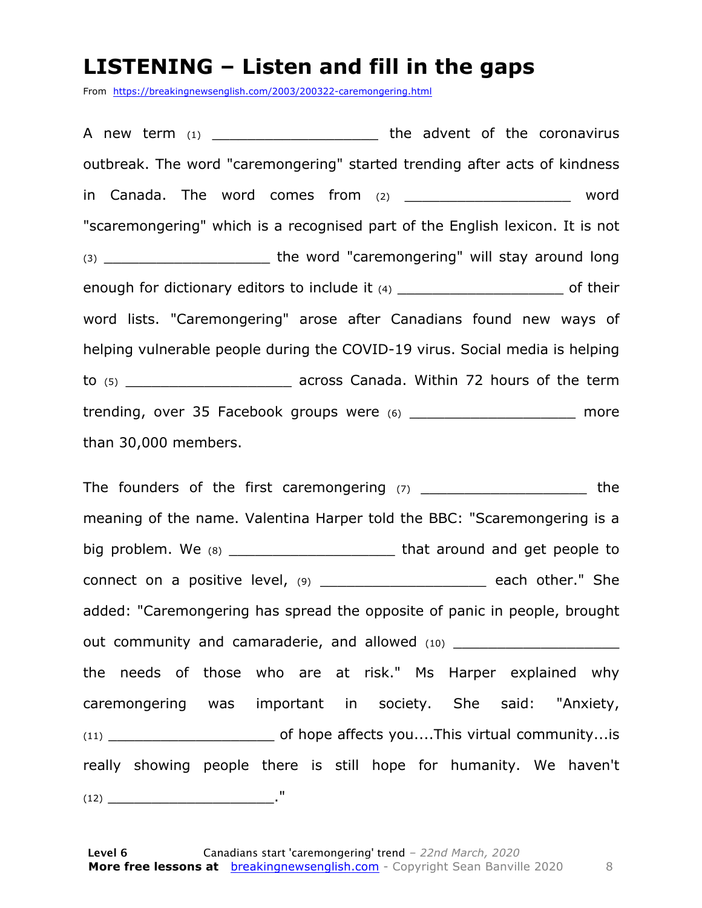# LISTENING – Listen and fill in the gaps

From https://breakingnewsenglish.com/2003/200322-caremongering.html

A new term (1) ___________________ the advent of the coronavirus outbreak. The word "caremongering" started trending after acts of kindness in Canada. The word comes from (2) ___________________ word "scaremongering" which is a recognised part of the English lexicon. It is not (3) ___________________ the word "caremongering" will stay around long enough for dictionary editors to include it (4) ___________________ of their word lists. "Caremongering" arose after Canadians found new ways of helping vulnerable people during the COVID-19 virus. Social media is helping to (5) ___________________ across Canada. Within 72 hours of the term trending, over 35 Facebook groups were (6) ___________________ more than 30,000 members.

The founders of the first caremongering (7) ___________________ the meaning of the name. Valentina Harper told the BBC: "Scaremongering is a big problem. We (8) ___________________ that around and get people to connect on a positive level, (9) ___________________ each other." She added: "Caremongering has spread the opposite of panic in people, brought out community and camaraderie, and allowed (10) ___________________ the needs of those who are at risk." Ms Harper explained why caremongering was important in society. She said: "Anxiety, (11) ___________________ of hope affects you....This virtual community...is really showing people there is still hope for humanity. We haven't (12) ____________________."

**Level 6** Canadians start 'caremongering' trend – *22nd March, 2020*
**More free lessons at** breakingnewsenglish.com - Copyright Sean Banville 2020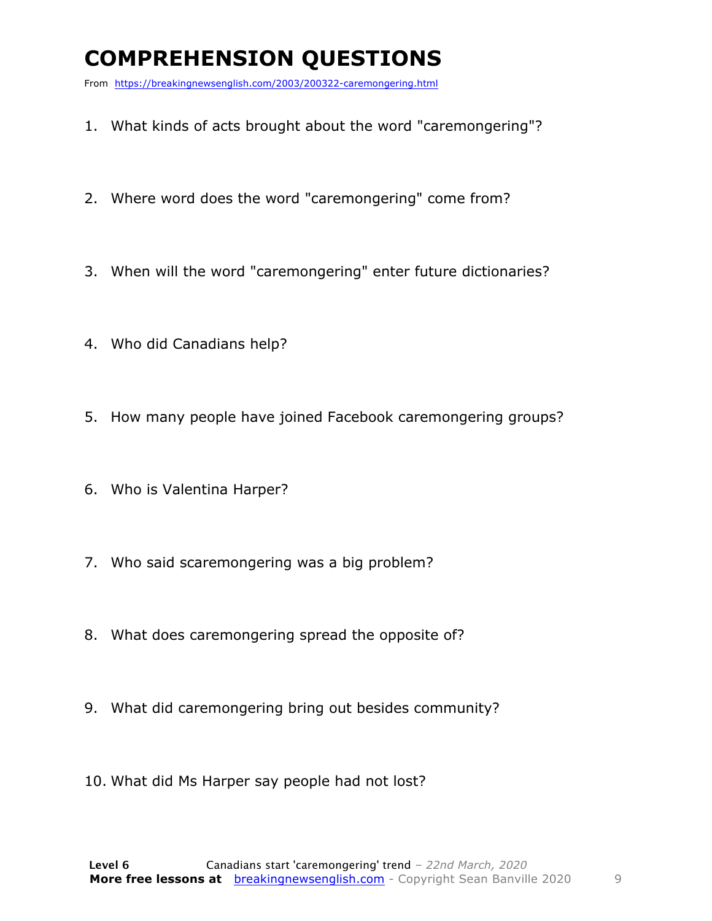# COMPREHENSION QUESTIONS

From https://breakingnewsenglish.com/2003/200322-caremongering.html

1. What kinds of acts brought about the word "caremongering"?

2. Where word does the word "caremongering" come from?

3. When will the word "caremongering" enter future dictionaries?

4. Who did Canadians help?

5. How many people have joined Facebook caremongering groups?

6. Who is Valentina Harper?

7. Who said scaremongering was a big problem?

8. What does caremongering spread the opposite of?

9. What did caremongering bring out besides community?

10. What did Ms Harper say people had not lost?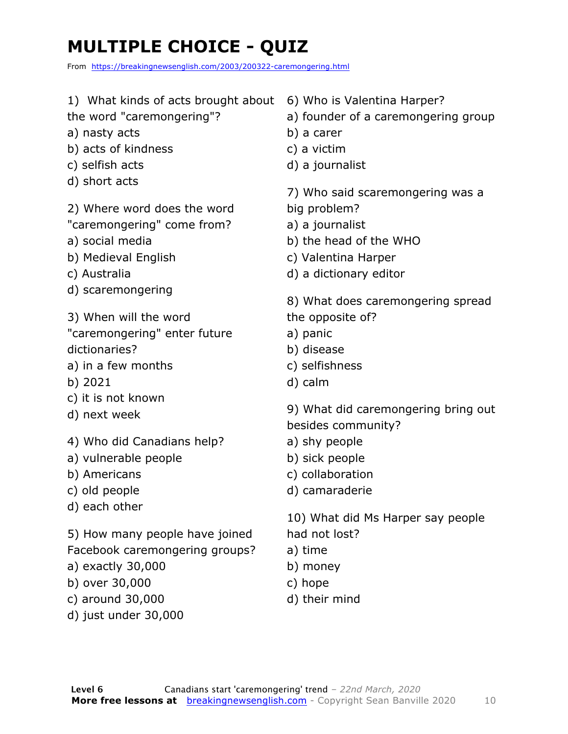# MULTIPLE CHOICE - QUIZ

From https://breakingnewsenglish.com/2003/200322-caremongering.html

1) What kinds of acts brought about the word "caremongering"?
a) nasty acts
b) acts of kindness
c) selfish acts
d) short acts

2) Where word does the word "caremongering" come from?
a) social media
b) Medieval English
c) Australia
d) scaremongering

3) When will the word "caremongering" enter future dictionaries?
a) in a few months
b) 2021
c) it is not known
d) next week

4) Who did Canadians help?
a) vulnerable people
b) Americans
c) old people
d) each other

5) How many people have joined Facebook caremongering groups?
a) exactly 30,000
b) over 30,000
c) around 30,000
d) just under 30,000

6) Who is Valentina Harper?
a) founder of a caremongering group
b) a carer
c) a victim
d) a journalist

7) Who said scaremongering was a big problem?
a) a journalist
b) the head of the WHO
c) Valentina Harper
d) a dictionary editor

8) What does caremongering spread the opposite of?
a) panic
b) disease
c) selfishness
d) calm

9) What did caremongering bring out besides community?
a) shy people
b) sick people
c) collaboration
d) camaraderie

10) What did Ms Harper say people had not lost?
a) time
b) money
c) hope
d) their mind

**Level 6** Canadians start 'caremongering' trend – *22nd March, 2020*
**More free lessons at** breakingnewsenglish.com - Copyright Sean Banville 2020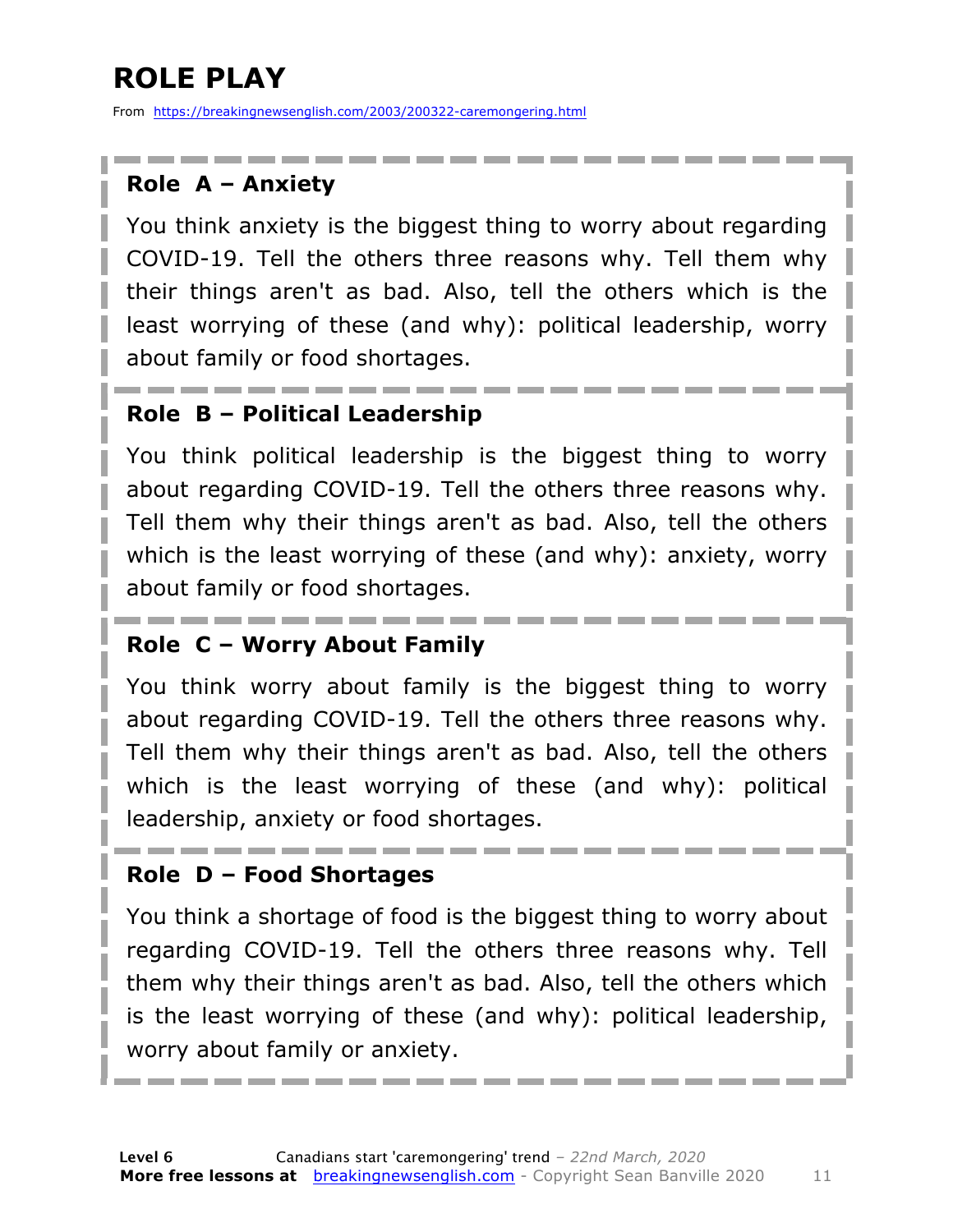# ROLE PLAY

From https://breakingnewsenglish.com/2003/200322-caremongering.html

### Role A – Anxiety

You think anxiety is the biggest thing to worry about regarding COVID-19. Tell the others three reasons why. Tell them why their things aren't as bad. Also, tell the others which is the least worrying of these (and why): political leadership, worry about family or food shortages.

### Role B – Political Leadership

You think political leadership is the biggest thing to worry about regarding COVID-19. Tell the others three reasons why. Tell them why their things aren't as bad. Also, tell the others which is the least worrying of these (and why): anxiety, worry about family or food shortages.

### Role C – Worry About Family

You think worry about family is the biggest thing to worry about regarding COVID-19. Tell the others three reasons why. Tell them why their things aren't as bad. Also, tell the others which is the least worrying of these (and why): political leadership, anxiety or food shortages.

### Role D – Food Shortages

You think a shortage of food is the biggest thing to worry about regarding COVID-19. Tell the others three reasons why. Tell them why their things aren't as bad. Also, tell the others which is the least worrying of these (and why): political leadership, worry about family or anxiety.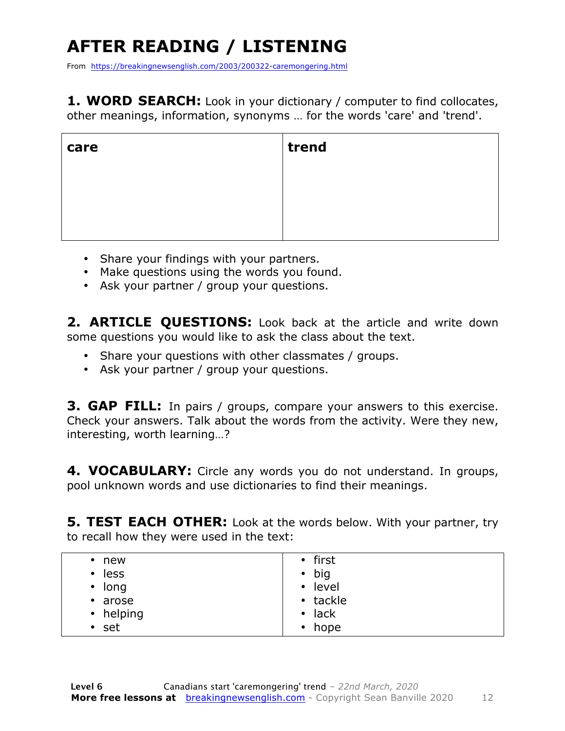# AFTER READING / LISTENING

From https://breakingnewsenglish.com/2003/200322-caremongering.html

**1. WORD SEARCH:** Look in your dictionary / computer to find collocates, other meanings, information, synonyms … for the words 'care' and 'trend'.

| **care** | **trend** |
|---|---|
| | |

- Share your findings with your partners.
- Make questions using the words you found.
- Ask your partner / group your questions.

**2. ARTICLE QUESTIONS:** Look back at the article and write down some questions you would like to ask the class about the text.

- Share your questions with other classmates / groups.
- Ask your partner / group your questions.

**3. GAP FILL:** In pairs / groups, compare your answers to this exercise. Check your answers. Talk about the words from the activity. Were they new, interesting, worth learning…?

**4. VOCABULARY:** Circle any words you do not understand. In groups, pool unknown words and use dictionaries to find their meanings.

**5. TEST EACH OTHER:** Look at the words below. With your partner, try to recall how they were used in the text:

| | |
|---|---|
| • new | • first |
| • less | • big |
| • long | • level |
| • arose | • tackle |
| • helping | • lack |
| • set | • hope |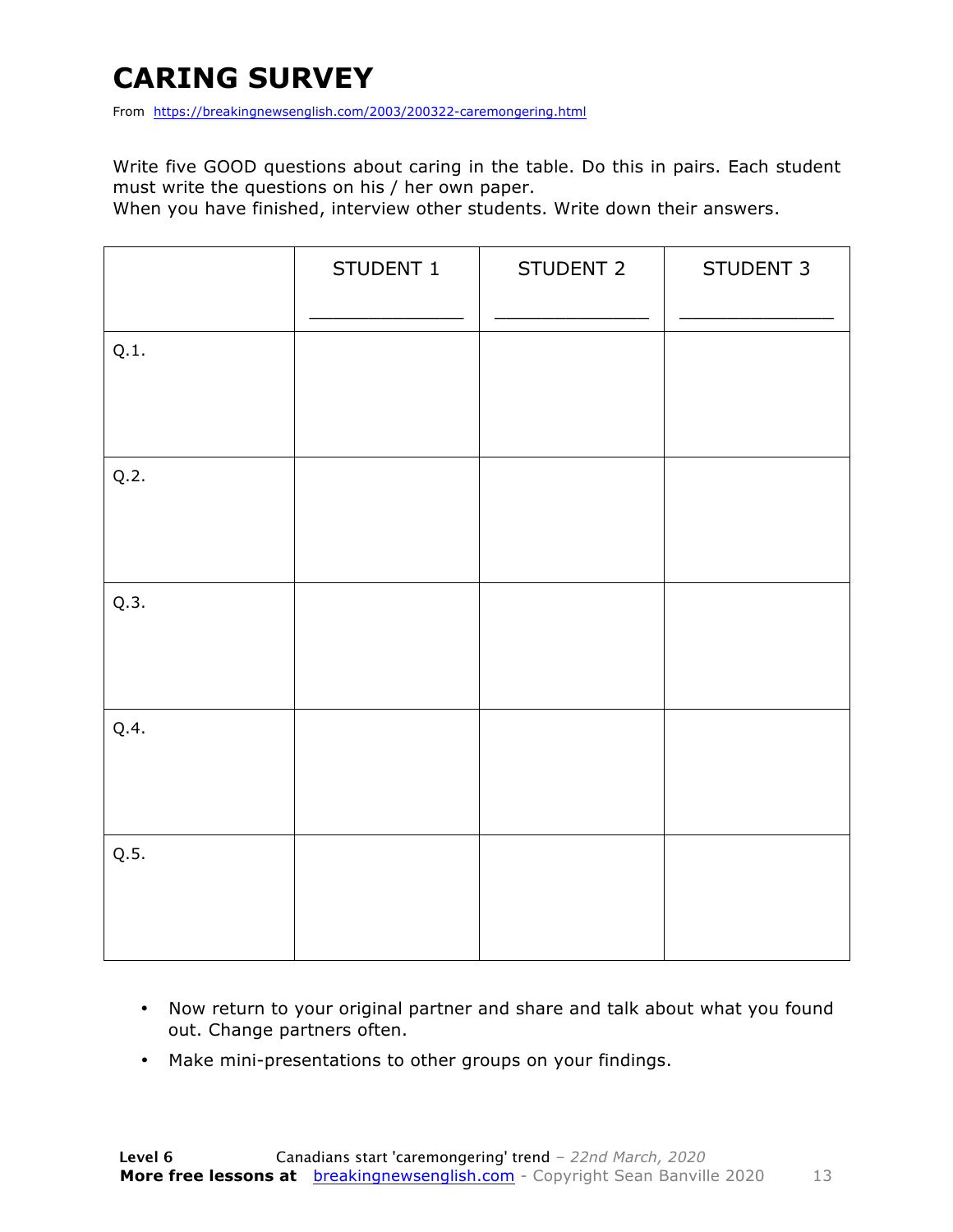# CARING SURVEY

From https://breakingnewsenglish.com/2003/200322-caremongering.html

Write five GOOD questions about caring in the table. Do this in pairs. Each student must write the questions on his / her own paper.
When you have finished, interview other students. Write down their answers.

| | STUDENT 1 _____________ | STUDENT 2 _____________ | STUDENT 3 _____________ |
|---|---|---|---|
| Q.1. | | | |
| Q.2. | | | |
| Q.3. | | | |
| Q.4. | | | |
| Q.5. | | | |

- Now return to your original partner and share and talk about what you found out. Change partners often.
- Make mini-presentations to other groups on your findings.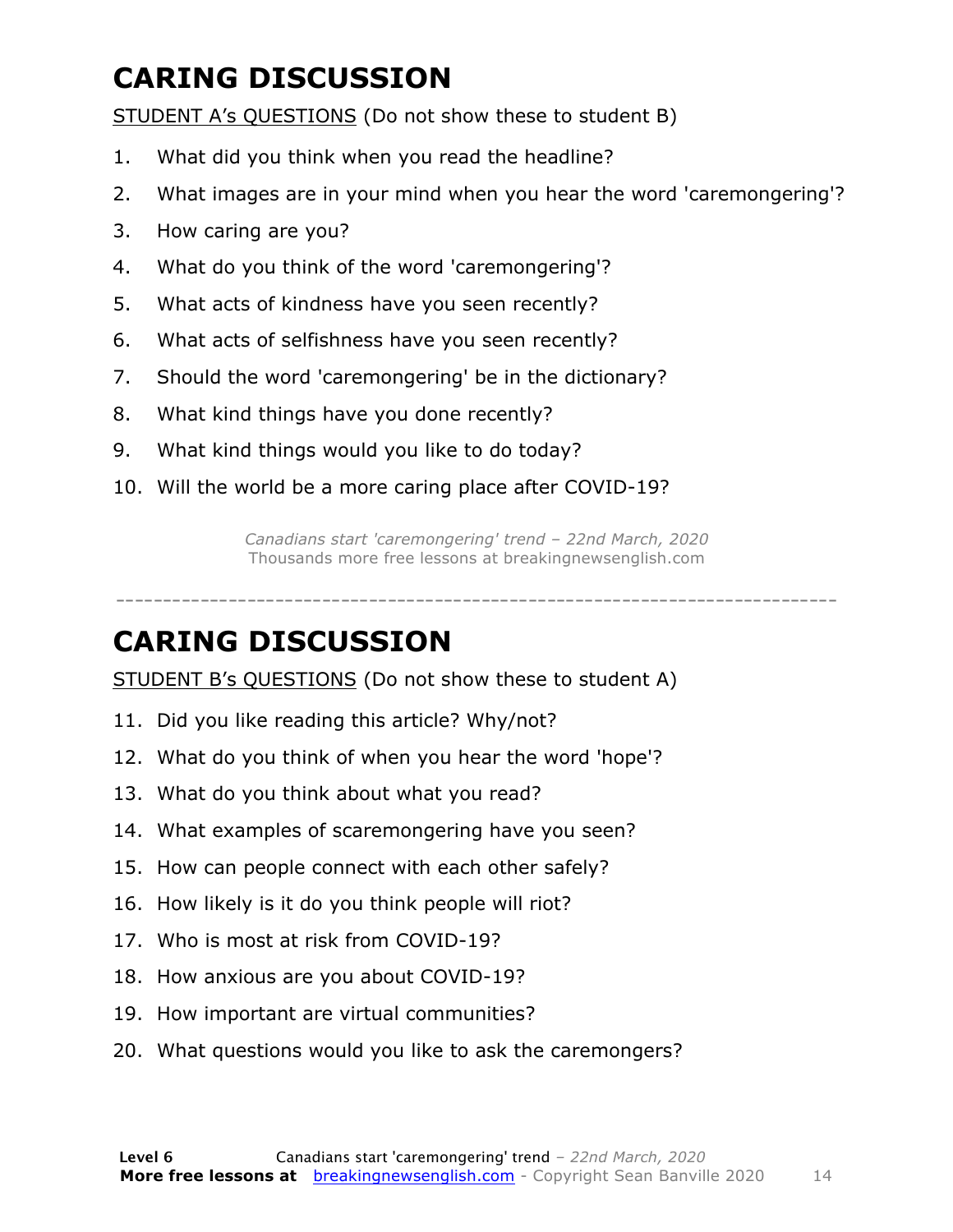# CARING DISCUSSION

STUDENT A's QUESTIONS (Do not show these to student B)

1. What did you think when you read the headline?
2. What images are in your mind when you hear the word 'caremongering'?
3. How caring are you?
4. What do you think of the word 'caremongering'?
5. What acts of kindness have you seen recently?
6. What acts of selfishness have you seen recently?
7. Should the word 'caremongering' be in the dictionary?
8. What kind things have you done recently?
9. What kind things would you like to do today?
10. Will the world be a more caring place after COVID-19?

*Canadians start 'caremongering' trend – 22nd March, 2020*
Thousands more free lessons at breakingnewsenglish.com

---

# CARING DISCUSSION

STUDENT B's QUESTIONS (Do not show these to student A)

11. Did you like reading this article? Why/not?
12. What do you think of when you hear the word 'hope'?
13. What do you think about what you read?
14. What examples of scaremongering have you seen?
15. How can people connect with each other safely?
16. How likely is it do you think people will riot?
17. Who is most at risk from COVID-19?
18. How anxious are you about COVID-19?
19. How important are virtual communities?
20. What questions would you like to ask the caremongers?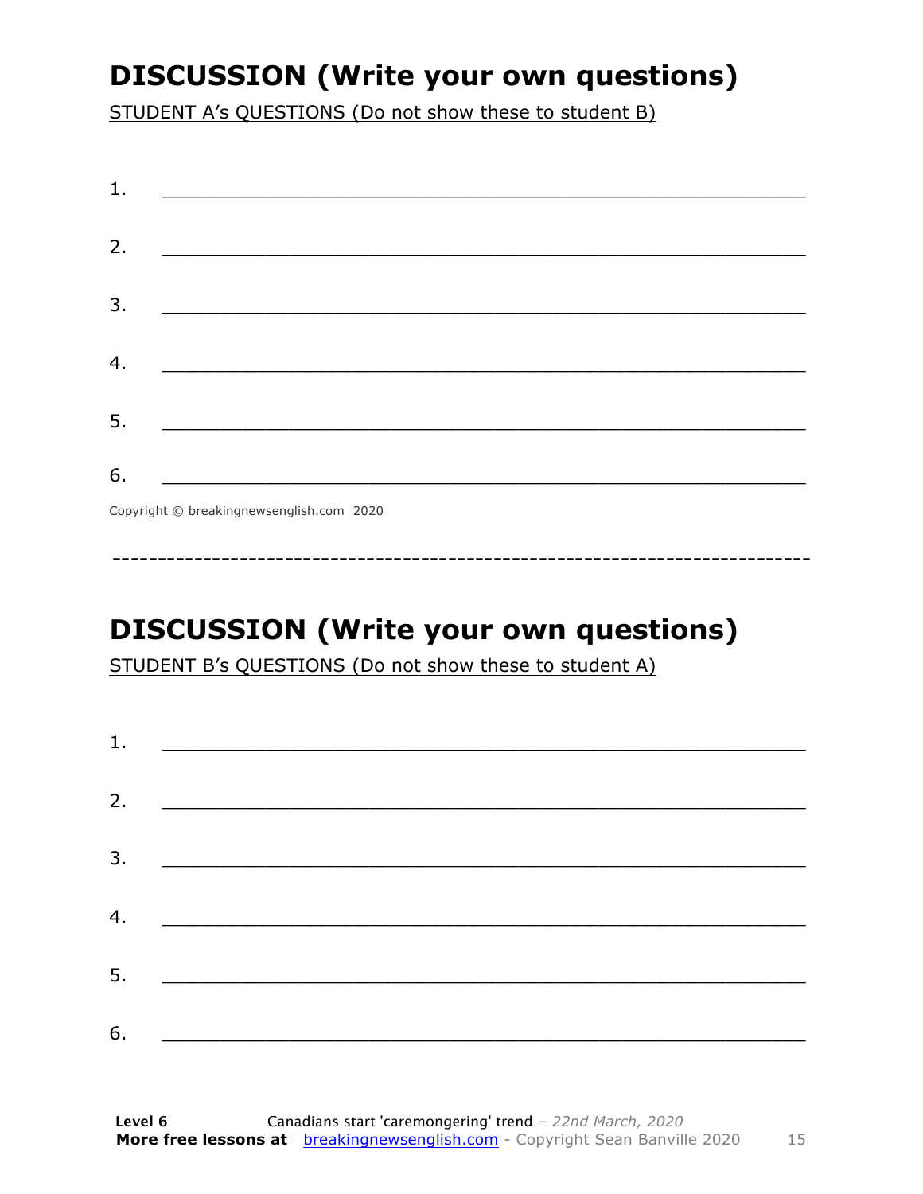## DISCUSSION (Write your own questions)

STUDENT A's QUESTIONS (Do not show these to student B)

1. ___________________________________________________________

2. ___________________________________________________________

3. ___________________________________________________________

4. ___________________________________________________________

5. ___________________________________________________________

6. ___________________________________________________________

Copyright © breakingnewsenglish.com 2020

---

## DISCUSSION (Write your own questions)

STUDENT B's QUESTIONS (Do not show these to student A)

1. ___________________________________________________________

2. ___________________________________________________________

3. ___________________________________________________________

4. ___________________________________________________________

5. ___________________________________________________________

6. ___________________________________________________________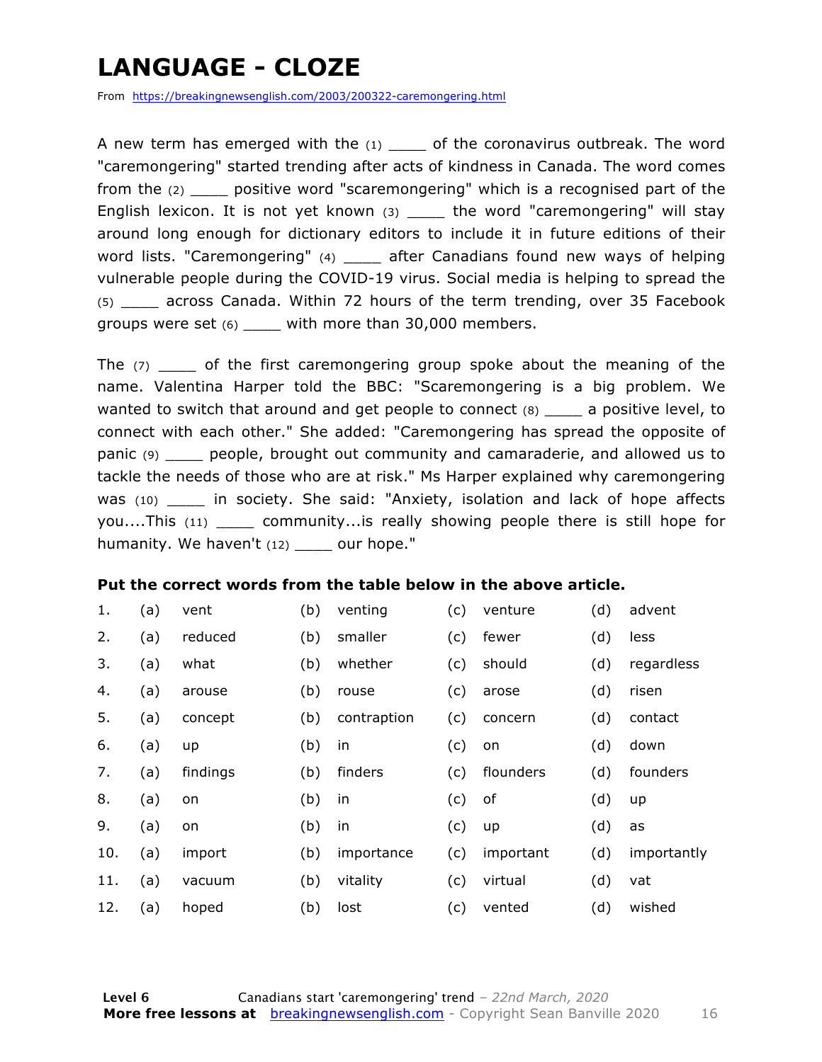# LANGUAGE - CLOZE

From https://breakingnewsenglish.com/2003/200322-caremongering.html

A new term has emerged with the (1) ____ of the coronavirus outbreak. The word "caremongering" started trending after acts of kindness in Canada. The word comes from the (2) ____ positive word "scaremongering" which is a recognised part of the English lexicon. It is not yet known (3) ____ the word "caremongering" will stay around long enough for dictionary editors to include it in future editions of their word lists. "Caremongering" (4) ____ after Canadians found new ways of helping vulnerable people during the COVID-19 virus. Social media is helping to spread the (5) ____ across Canada. Within 72 hours of the term trending, over 35 Facebook groups were set (6) ____ with more than 30,000 members.

The (7) ____ of the first caremongering group spoke about the meaning of the name. Valentina Harper told the BBC: "Scaremongering is a big problem. We wanted to switch that around and get people to connect (8) ____ a positive level, to connect with each other." She added: "Caremongering has spread the opposite of panic (9) ____ people, brought out community and camaraderie, and allowed us to tackle the needs of those who are at risk." Ms Harper explained why caremongering was (10) ____ in society. She said: "Anxiety, isolation and lack of hope affects you....This (11) ____ community...is really showing people there is still hope for humanity. We haven't (12) ____ our hope."

**Put the correct words from the table below in the above article.**

| | | | | | | | | |
|---|---|---|---|---|---|---|---|---|
| 1. | (a) | vent | (b) | venting | (c) | venture | (d) | advent |
| 2. | (a) | reduced | (b) | smaller | (c) | fewer | (d) | less |
| 3. | (a) | what | (b) | whether | (c) | should | (d) | regardless |
| 4. | (a) | arouse | (b) | rouse | (c) | arose | (d) | risen |
| 5. | (a) | concept | (b) | contraption | (c) | concern | (d) | contact |
| 6. | (a) | up | (b) | in | (c) | on | (d) | down |
| 7. | (a) | findings | (b) | finders | (c) | flounders | (d) | founders |
| 8. | (a) | on | (b) | in | (c) | of | (d) | up |
| 9. | (a) | on | (b) | in | (c) | up | (d) | as |
| 10. | (a) | import | (b) | importance | (c) | important | (d) | importantly |
| 11. | (a) | vacuum | (b) | vitality | (c) | virtual | (d) | vat |
| 12. | (a) | hoped | (b) | lost | (c) | vented | (d) | wished |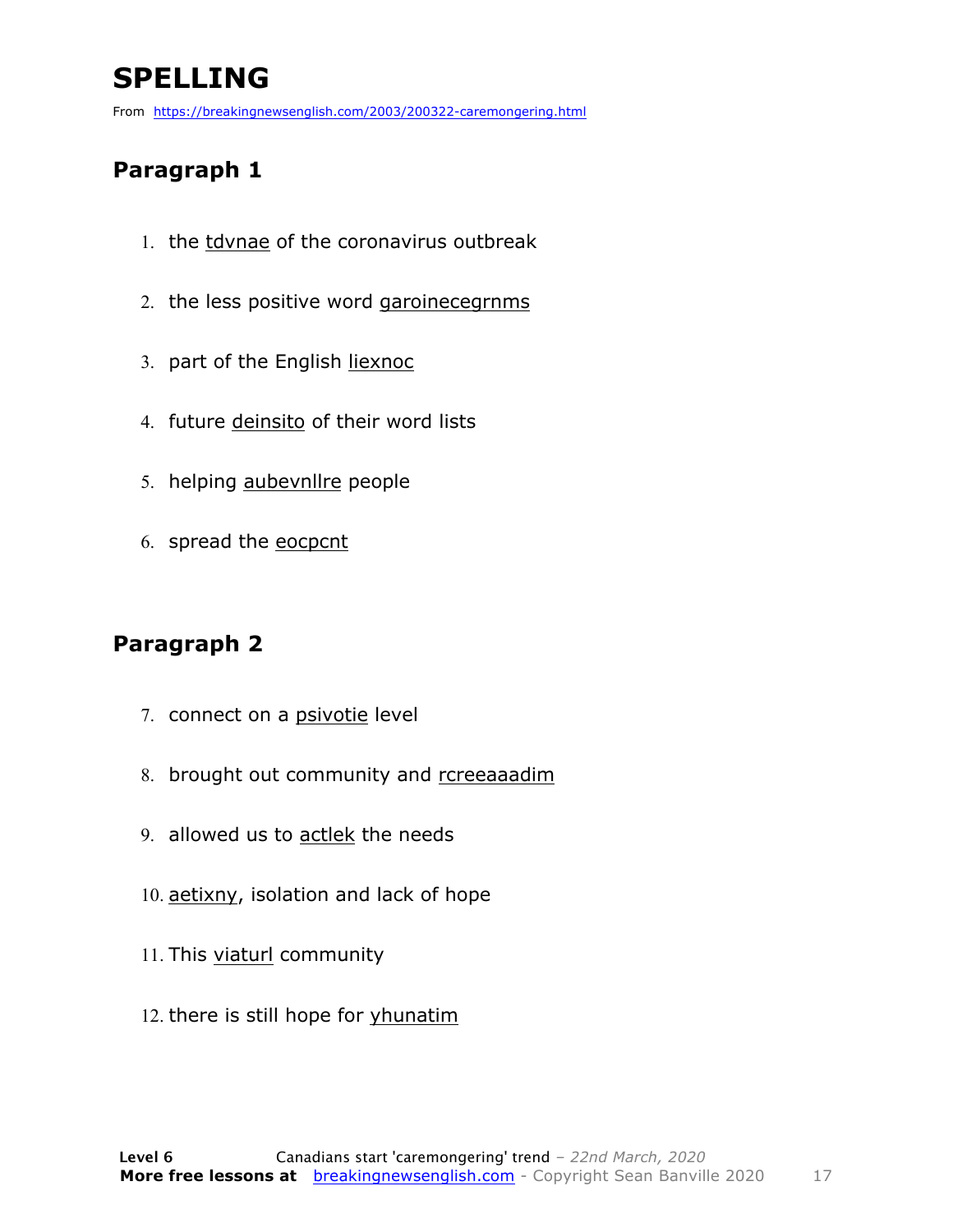# SPELLING

From https://breakingnewsenglish.com/2003/200322-caremongering.html

## Paragraph 1

1. the tdvnae of the coronavirus outbreak
2. the less positive word garoinecegrnms
3. part of the English liexnoc
4. future deinsito of their word lists
5. helping aubevnllre people
6. spread the eocpcnt

## Paragraph 2

7. connect on a psivotie level
8. brought out community and rcreeaaadim
9. allowed us to actlek the needs
10. aetixny, isolation and lack of hope
11. This viaturl community
12. there is still hope for yhunatim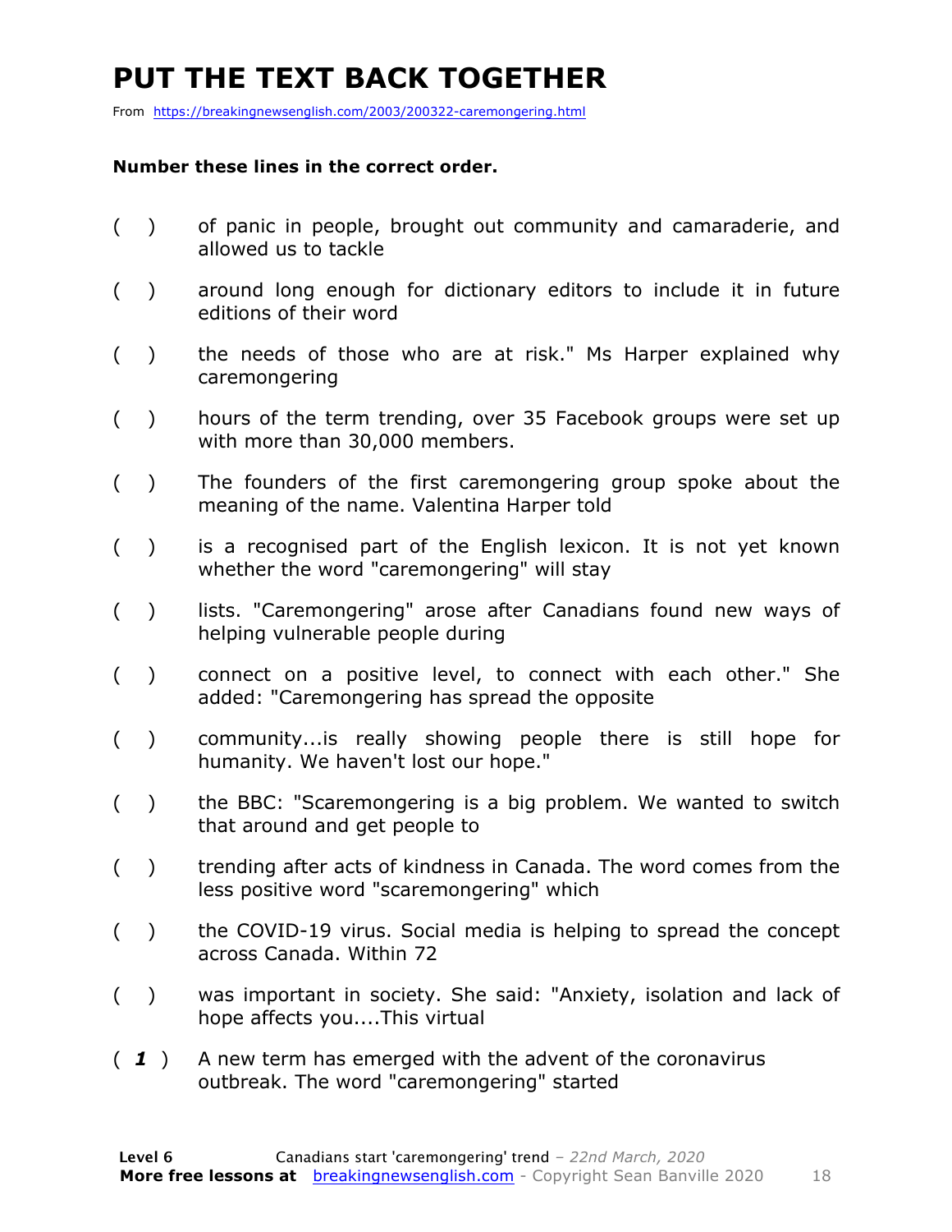# PUT THE TEXT BACK TOGETHER

From https://breakingnewsenglish.com/2003/200322-caremongering.html

**Number these lines in the correct order.**

( ) of panic in people, brought out community and camaraderie, and allowed us to tackle

( ) around long enough for dictionary editors to include it in future editions of their word

( ) the needs of those who are at risk." Ms Harper explained why caremongering

( ) hours of the term trending, over 35 Facebook groups were set up with more than 30,000 members.

( ) The founders of the first caremongering group spoke about the meaning of the name. Valentina Harper told

( ) is a recognised part of the English lexicon. It is not yet known whether the word "caremongering" will stay

( ) lists. "Caremongering" arose after Canadians found new ways of helping vulnerable people during

( ) connect on a positive level, to connect with each other." She added: "Caremongering has spread the opposite

( ) community...is really showing people there is still hope for humanity. We haven't lost our hope."

( ) the BBC: "Scaremongering is a big problem. We wanted to switch that around and get people to

( ) trending after acts of kindness in Canada. The word comes from the less positive word "scaremongering" which

( ) the COVID-19 virus. Social media is helping to spread the concept across Canada. Within 72

( ) was important in society. She said: "Anxiety, isolation and lack of hope affects you....This virtual

( *1* ) A new term has emerged with the advent of the coronavirus outbreak. The word "caremongering" started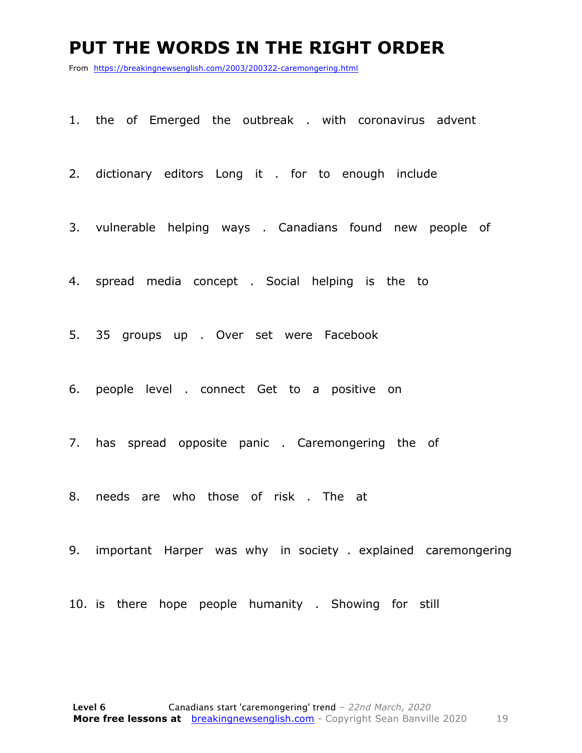# PUT THE WORDS IN THE RIGHT ORDER

From https://breakingnewsenglish.com/2003/200322-caremongering.html

1. the of Emerged the outbreak . with coronavirus advent

2. dictionary editors Long it . for to enough include

3. vulnerable helping ways . Canadians found new people of

4. spread media concept . Social helping is the to

5. 35 groups up . Over set were Facebook

6. people level . connect Get to a positive on

7. has spread opposite panic . Caremongering the of

8. needs are who those of risk . The at

9. important Harper was why in society . explained caremongering

10. is there hope people humanity . Showing for still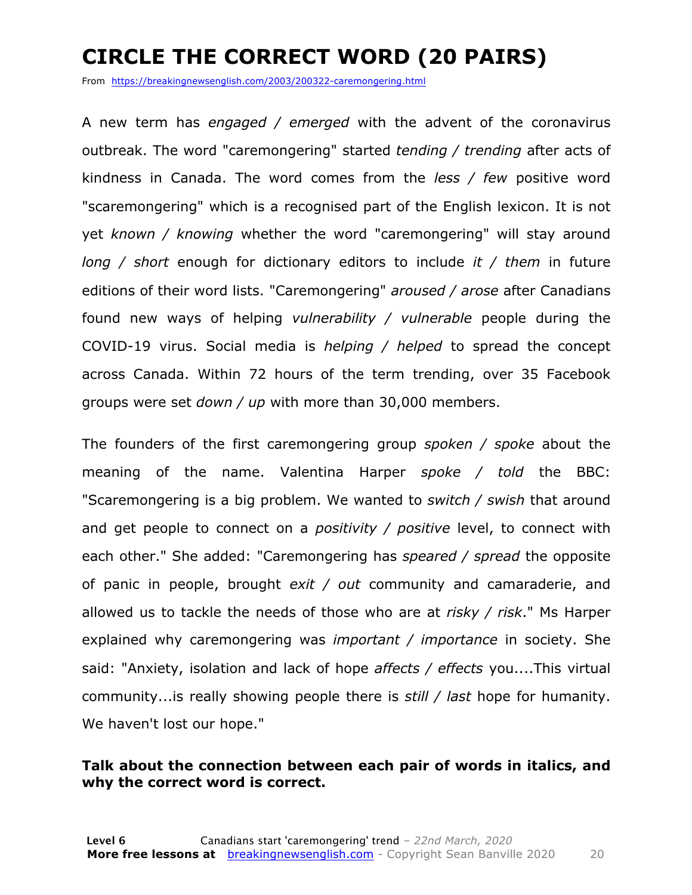# CIRCLE THE CORRECT WORD (20 PAIRS)

From https://breakingnewsenglish.com/2003/200322-caremongering.html

A new term has *engaged / emerged* with the advent of the coronavirus outbreak. The word "caremongering" started *tending / trending* after acts of kindness in Canada. The word comes from the *less / few* positive word "scaremongering" which is a recognised part of the English lexicon. It is not yet *known / knowing* whether the word "caremongering" will stay around *long / short* enough for dictionary editors to include *it / them* in future editions of their word lists. "Caremongering" *aroused / arose* after Canadians found new ways of helping *vulnerability / vulnerable* people during the COVID-19 virus. Social media is *helping / helped* to spread the concept across Canada. Within 72 hours of the term trending, over 35 Facebook groups were set *down / up* with more than 30,000 members.

The founders of the first caremongering group *spoken / spoke* about the meaning of the name. Valentina Harper *spoke / told* the BBC: "Scaremongering is a big problem. We wanted to *switch / swish* that around and get people to connect on a *positivity / positive* level, to connect with each other." She added: "Caremongering has *speared / spread* the opposite of panic in people, brought *exit / out* community and camaraderie, and allowed us to tackle the needs of those who are at *risky / risk*." Ms Harper explained why caremongering was *important / importance* in society. She said: "Anxiety, isolation and lack of hope *affects / effects* you....This virtual community...is really showing people there is *still / last* hope for humanity. We haven't lost our hope."

**Talk about the connection between each pair of words in italics, and why the correct word is correct.**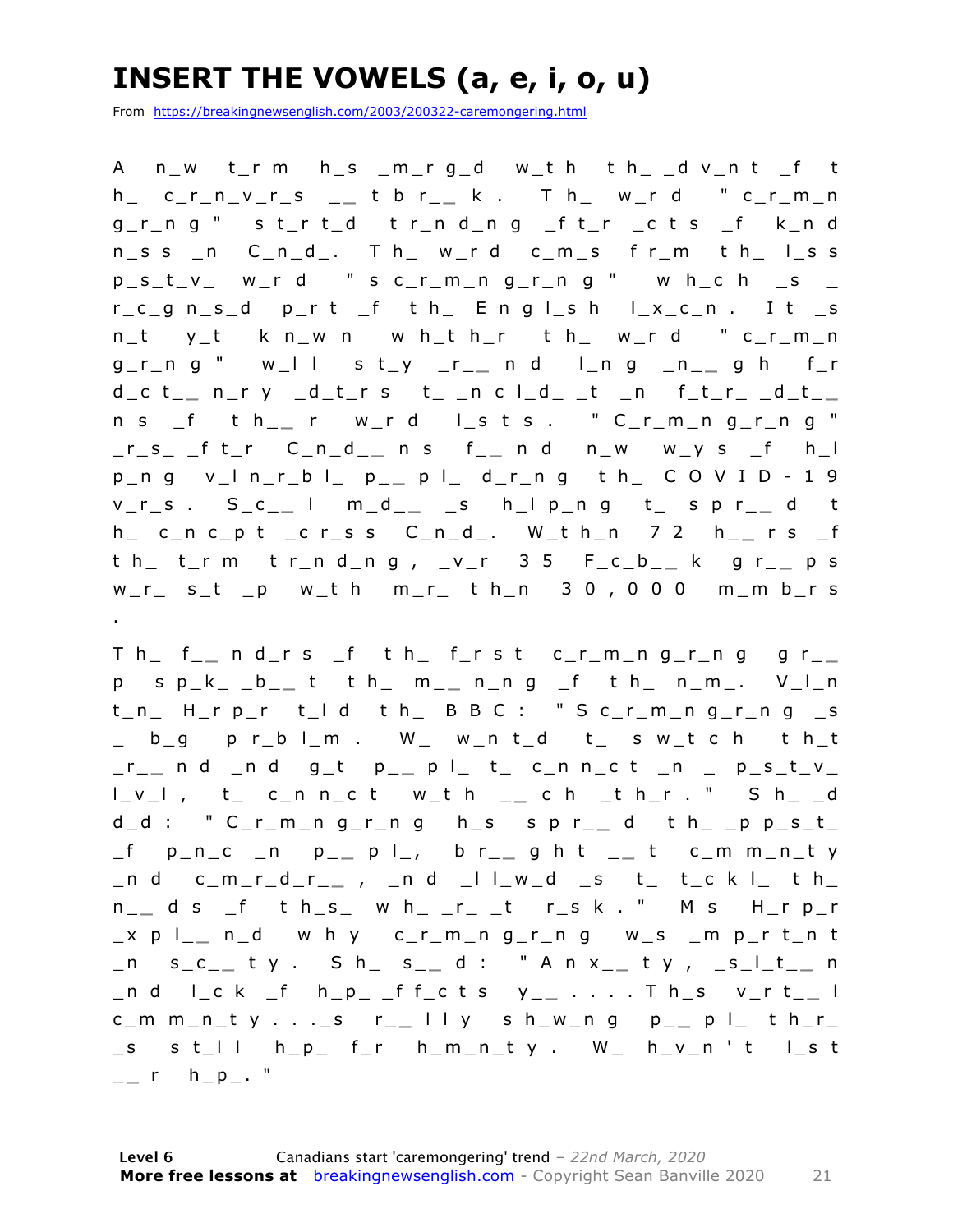# INSERT THE VOWELS (a, e, i, o, u)

From https://breakingnewsenglish.com/2003/200322-caremongering.html

A n_w t_r m h_s _m_r g_d w_t h t h_ _d v_n t _f t h_ c_r_n_v_r_s __ t b r__ k . T h_ w_r d " c_r_m_n g_r_n g " s t_r t_d t r_n d_n g _f t_r _c t s _f k_n d n_s s _n C_n_d_. T h_ w_r d c_m_s f r_m t h_ l_s s p_s_t_v_ w_r d " s c_r_m_n g_r_n g " w h_c h _s _ r_c_g n_s_d p_r t _f t h_ E n g l_s h l_x_c_n . I t _s n_t y_t k n_w n w h_t h_r t h_ w_r d " c_r_m_n g_r_n g " w_l l s t_y _r__ n d l_n g _n__ g h f_r d_c t__ n_r y _d_t_r s t_ _n c l_d_ _t _n f_t_r_ _d_t__ n s _f t h__ r w_r d l_s t s . " C_r_m_n g_r_n g " _r_s_ _f t_r C_n_d__ n s f__ n d n_w w_y s _f h_l p_n g v_l n_r_b l_ p__ p l_ d_r_n g t h_ C O V I D - 1 9 v_r_s . S_c__ l m_d__ _s h_l p_n g t_ s p r__ d t h_ c_n c_p t _c r_s s C_n_d_. W_t h_n 7 2 h__ r s _f t h_ t_r m t r_n d_n g , _v_r 3 5 F_c_b__ k g r__ p s w_r_ s_t _p w_t h m_r_ t h_n 3 0 , 0 0 0 m_m b_r s .

T h_ f__ n d_r s _f t h_ f_r s t c_r_m_n g_r_n g g r__ p s p_k_ _b__ t t h_ m__ n_n g _f t h_ n_m_. V_l_n t_n_ H_r p_r t_l d t h_ B B C : " S c_r_m_n g_r_n g _s _ b_g p r_b l_m . W_ w_n t_d t_ s w_t c h t h_t _r__ n d _n d g_t p__ p l_ t_ c_n n_c t _n _ p_s_t_v_ l_v_l , t_ c_n n_c t w_t h __ c h _t h_r . " S h_ _d d_d : " C_r_m_n g_r_n g h_s s p r__ d t h_ _p p_s_t_ _f p_n_c _n p__ p l_, b r__ g h t __ t c_m m_n_t y _n d c_m_r_d_r__ , _n d _l l_w_d _s t_ t_c k l_ t h_ n__ d s _f t h_s_ w h_ _r_ _t r_s k . " M s H_r p_r _x p l__ n_d w h y c_r_m_n g_r_n g w_s _m p_r t_n t _n s_c__ t y . S h_ s__ d : " A n x__ t y , _s_l_t__ n _n d l_c k _f h_p_ _f f_c t s y__ . . . . T h_s v_r t__ l c_m m_n_t y . . . _s r__ l l y s h_w_n g p__ p l_ t h_r_ _s s t_l l h_p_ f_r h_m_n_t y . W_ h_v_n ' t l_s t __ r h_p_. "

**Level 6** Canadians start 'caremongering' trend – *22nd March, 2020*
**More free lessons at** breakingnewsenglish.com - Copyright Sean Banville 2020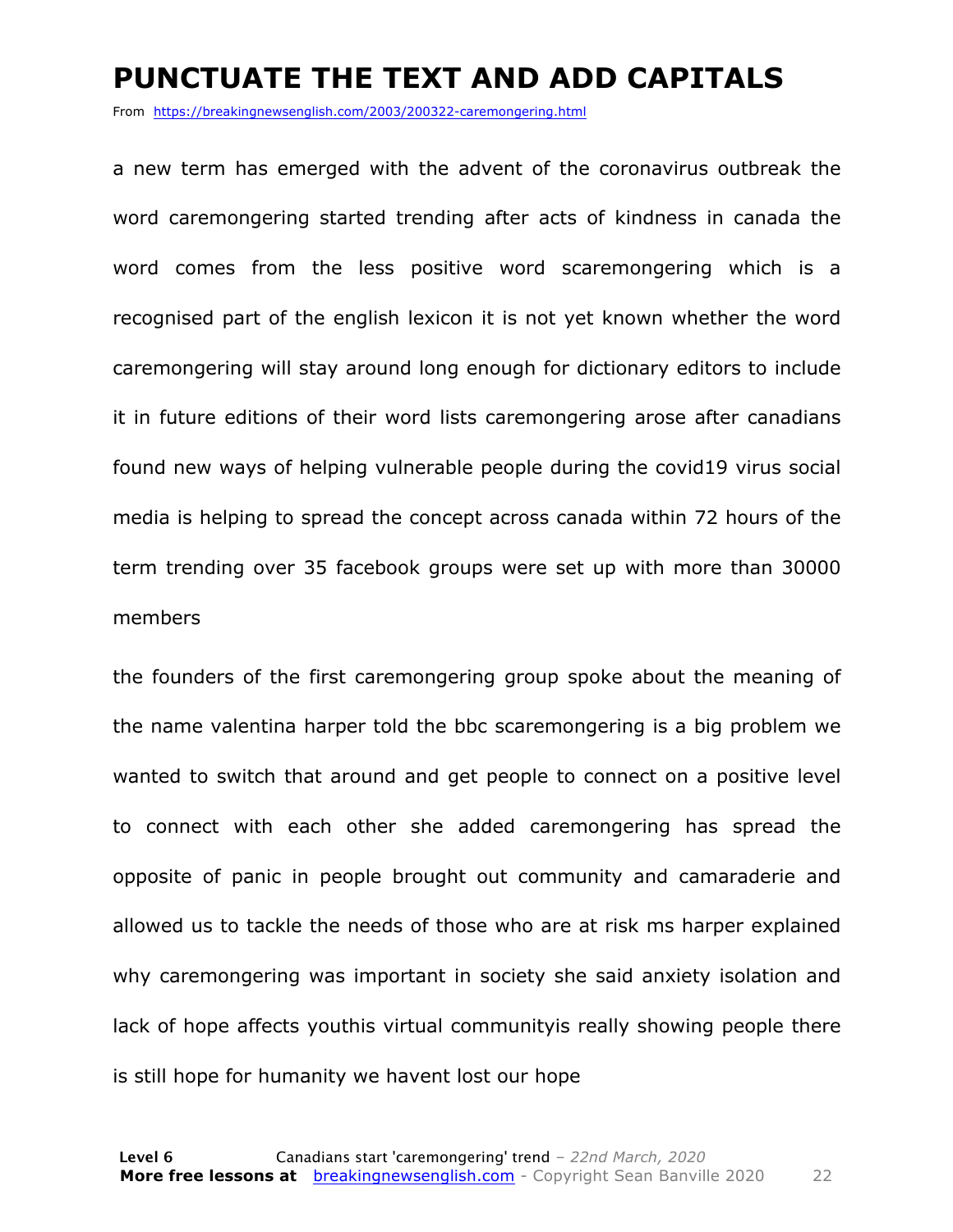# PUNCTUATE THE TEXT AND ADD CAPITALS

From https://breakingnewsenglish.com/2003/200322-caremongering.html

a new term has emerged with the advent of the coronavirus outbreak the word caremongering started trending after acts of kindness in canada the word comes from the less positive word scaremongering which is a recognised part of the english lexicon it is not yet known whether the word caremongering will stay around long enough for dictionary editors to include it in future editions of their word lists caremongering arose after canadians found new ways of helping vulnerable people during the covid19 virus social media is helping to spread the concept across canada within 72 hours of the term trending over 35 facebook groups were set up with more than 30000 members

the founders of the first caremongering group spoke about the meaning of the name valentina harper told the bbc scaremongering is a big problem we wanted to switch that around and get people to connect on a positive level to connect with each other she added caremongering has spread the opposite of panic in people brought out community and camaraderie and allowed us to tackle the needs of those who are at risk ms harper explained why caremongering was important in society she said anxiety isolation and lack of hope affects youthis virtual communityis really showing people there is still hope for humanity we havent lost our hope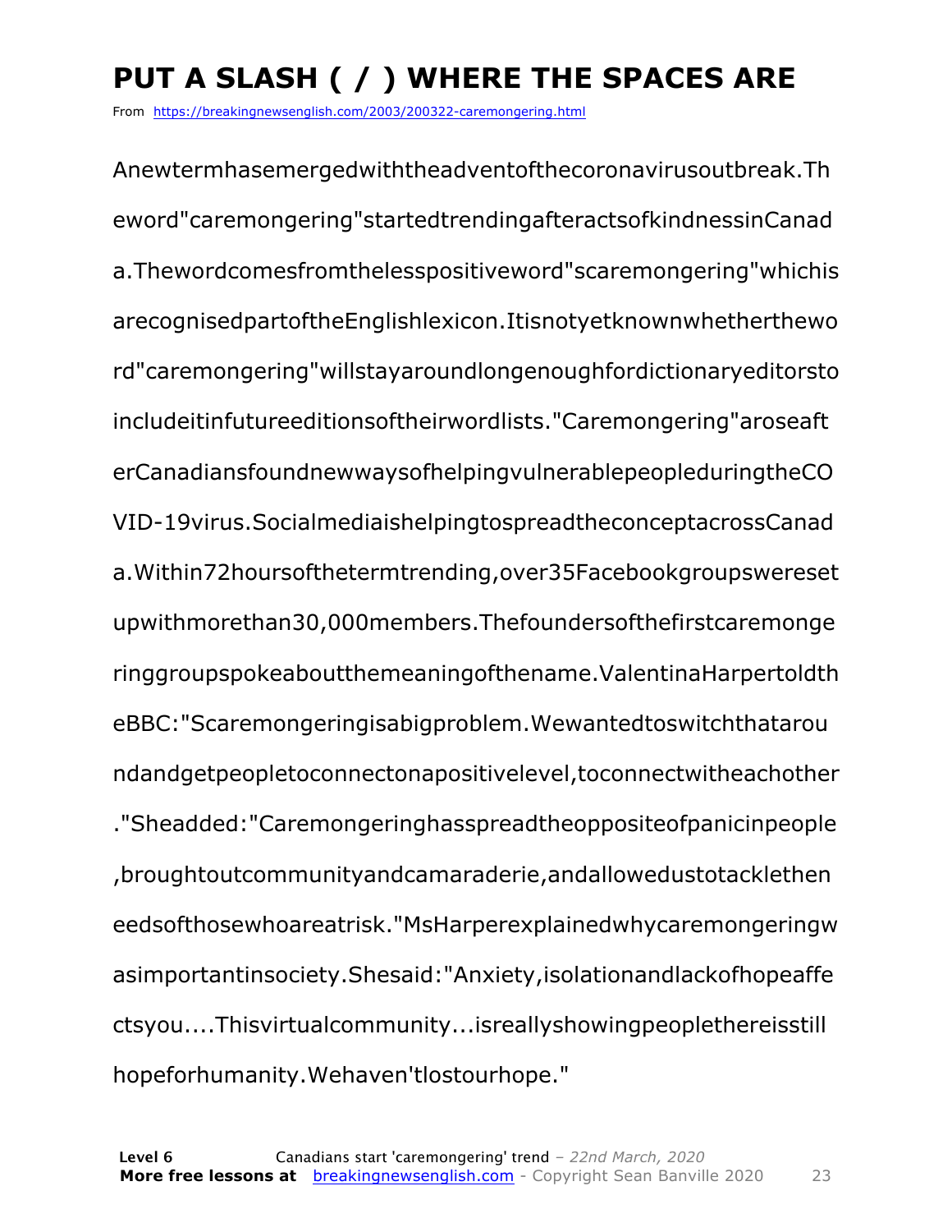# PUT A SLASH ( / ) WHERE THE SPACES ARE

From https://breakingnewsenglish.com/2003/200322-caremongering.html

Anewtermhasemergedwiththeadventofthecoronavirusoutbreak.Th eword"caremongering"startedtrendingafteractsofkindnessinCanad a.Thewordcomesfromthelesspositiveword"scaremongering"whichis arecognisedpartoftheEnglishlexicon.Itisnotyetknownwhetherthewo rd"caremongering"willstayaroundlongenoughfordictionaryeditorsto includeitinfutureeditionsoftheirwordlists."Caremongering"aroseaft erCanadiansfoundnewwaysofhelpingvulnerablepeopleduringtheCO VID-19virus.SocialmediaishelpingtospreadtheconceptacrossCanad a.Within72hoursofthetermtrending,over35Facebookgroupswereset upwithmorethan30,000members.Thefoundersofthefirstcaremonge ringgroupspokeaboutthemeaningofthename.ValentinaHarpertoldth eBBC:"Scaremongeringisabigproblem.Wewantedtoswitchthatarou ndandgetpeopletoconnectonapositivelevel,toconnectwitheachother ."Sheadded:"Caremongeringhasspreadtheoppositeofpanicinpeople ,broughtoutcommunityandcamaraderie,andallowedustotacklethen eedsofthosewhoareatrisk."MsHarperexplainedwhycaremongeringw asimportantinsociety.Shesaid:"Anxiety,isolationandlackofhopeaffe ctsyou....Thisvirtualcommunity...isreallyshowingpeoplethereisstill hopeforhumanity.Wehaven'tlostourhope."

**Level 6** Canadians start 'caremongering' trend – *22nd March, 2020*
**More free lessons at** breakingnewsenglish.com - Copyright Sean Banville 2020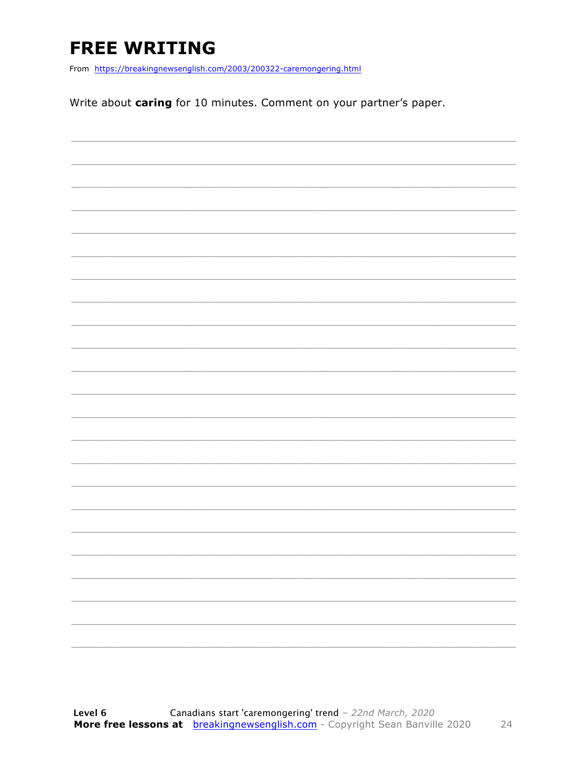# FREE WRITING

From https://breakingnewsenglish.com/2003/200322-caremongering.html

Write about **caring** for 10 minutes. Comment on your partner's paper.

___________________________________________________________________________

___________________________________________________________________________

___________________________________________________________________________

___________________________________________________________________________

___________________________________________________________________________

___________________________________________________________________________

___________________________________________________________________________

___________________________________________________________________________

___________________________________________________________________________

___________________________________________________________________________

___________________________________________________________________________

___________________________________________________________________________

___________________________________________________________________________

___________________________________________________________________________

___________________________________________________________________________

___________________________________________________________________________

___________________________________________________________________________

___________________________________________________________________________

___________________________________________________________________________

___________________________________________________________________________

___________________________________________________________________________

___________________________________________________________________________

___________________________________________________________________________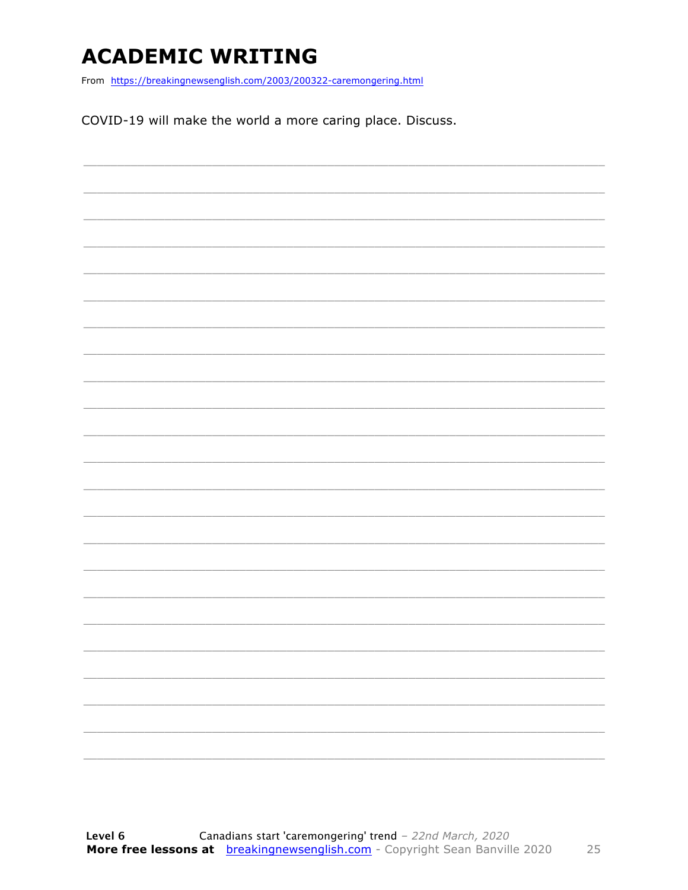# ACADEMIC WRITING

From https://breakingnewsenglish.com/2003/200322-caremongering.html

COVID-19 will make the world a more caring place. Discuss.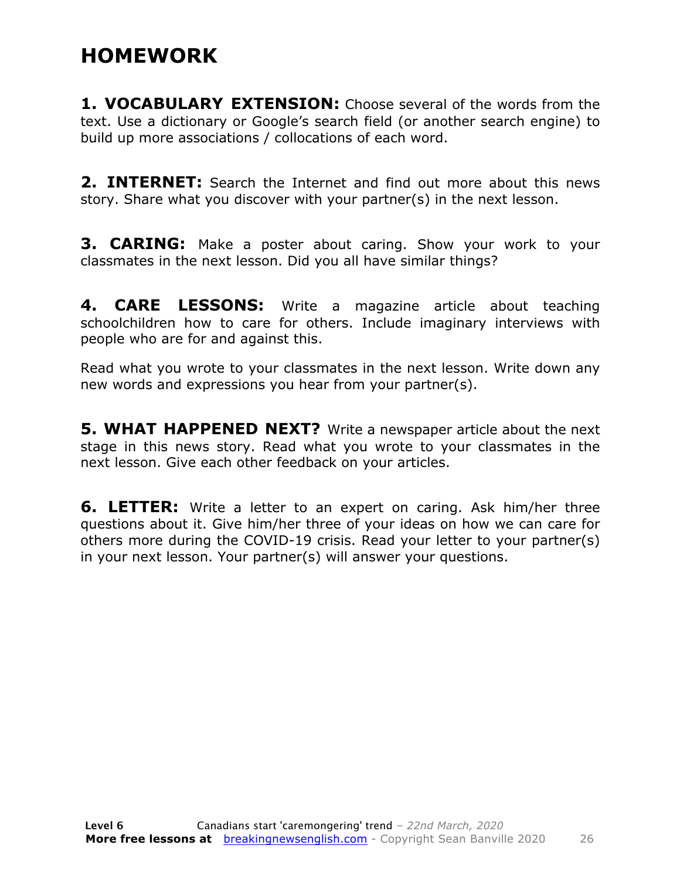# HOMEWORK

**1. VOCABULARY EXTENSION:** Choose several of the words from the text. Use a dictionary or Google's search field (or another search engine) to build up more associations / collocations of each word.

**2. INTERNET:** Search the Internet and find out more about this news story. Share what you discover with your partner(s) in the next lesson.

**3. CARING:** Make a poster about caring. Show your work to your classmates in the next lesson. Did you all have similar things?

**4. CARE LESSONS:** Write a magazine article about teaching schoolchildren how to care for others. Include imaginary interviews with people who are for and against this.

Read what you wrote to your classmates in the next lesson. Write down any new words and expressions you hear from your partner(s).

**5. WHAT HAPPENED NEXT?** Write a newspaper article about the next stage in this news story. Read what you wrote to your classmates in the next lesson. Give each other feedback on your articles.

**6. LETTER:** Write a letter to an expert on caring. Ask him/her three questions about it. Give him/her three of your ideas on how we can care for others more during the COVID-19 crisis. Read your letter to your partner(s) in your next lesson. Your partner(s) will answer your questions.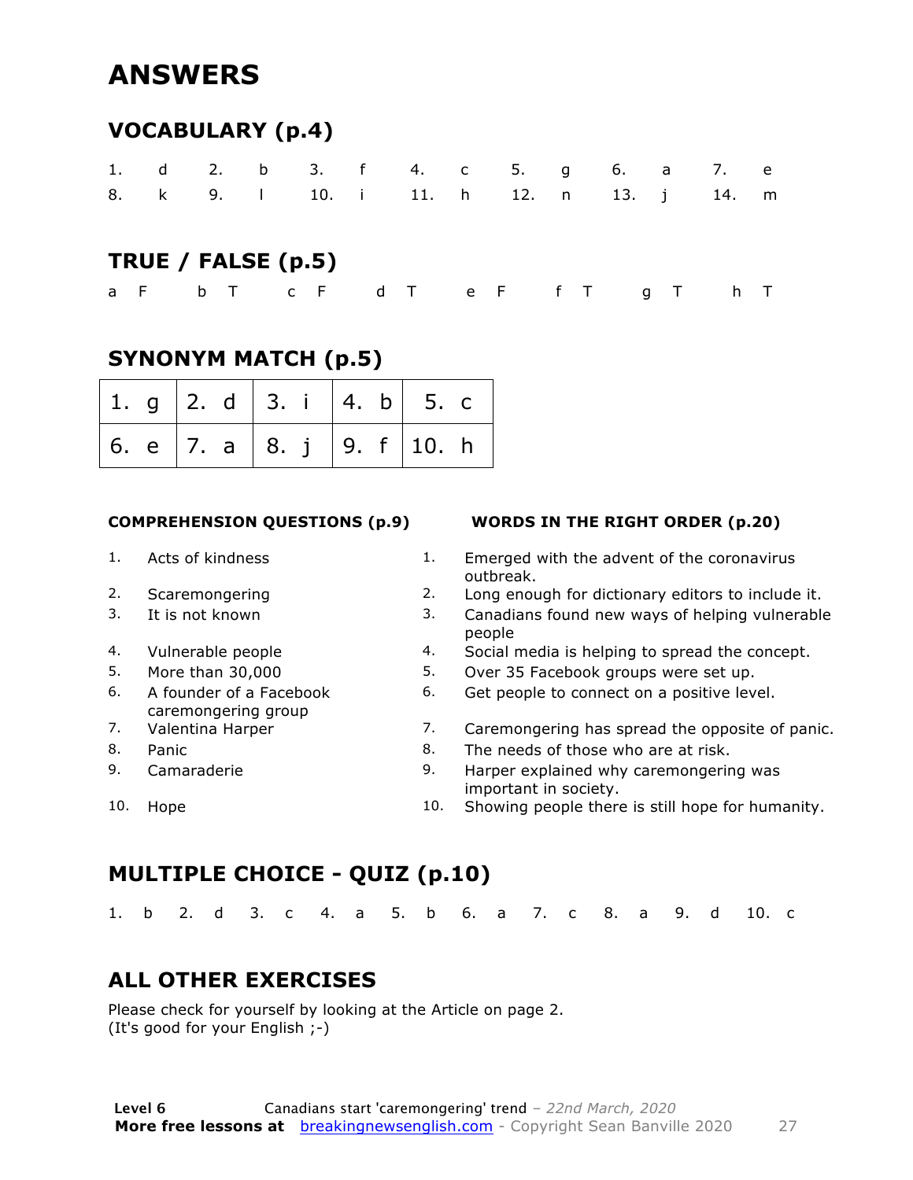# ANSWERS

## VOCABULARY (p.4)

| | | | | | | |
|---|---|---|---|---|---|---|
| 1. d | 2. b | 3. f | 4. c | 5. g | 6. a | 7. e |
| 8. k | 9. l | 10. i | 11. h | 12. n | 13. j | 14. m |

## TRUE / FALSE (p.5)

a F   b T   c F   d T   e F   f T   g T   h T

## SYNONYM MATCH (p.5)

| | | | | |
|---|---|---|---|---|
| 1. g | 2. d | 3. i | 4. b | 5. c |
| 6. e | 7. a | 8. j | 9. f | 10. h |

### COMPREHENSION QUESTIONS (p.9)

1. Acts of kindness
2. Scaremongering
3. It is not known
4. Vulnerable people
5. More than 30,000
6. A founder of a Facebook caremongering group
7. Valentina Harper
8. Panic
9. Camaraderie
10. Hope

### WORDS IN THE RIGHT ORDER (p.20)

1. Emerged with the advent of the coronavirus outbreak.
2. Long enough for dictionary editors to include it.
3. Canadians found new ways of helping vulnerable people
4. Social media is helping to spread the concept.
5. Over 35 Facebook groups were set up.
6. Get people to connect on a positive level.
7. Caremongering has spread the opposite of panic.
8. The needs of those who are at risk.
9. Harper explained why caremongering was important in society.
10. Showing people there is still hope for humanity.

## MULTIPLE CHOICE - QUIZ (p.10)

1. b   2. d   3. c   4. a   5. b   6. a   7. c   8. a   9. d   10. c

## ALL OTHER EXERCISES

Please check for yourself by looking at the Article on page 2.
(It's good for your English ;-)